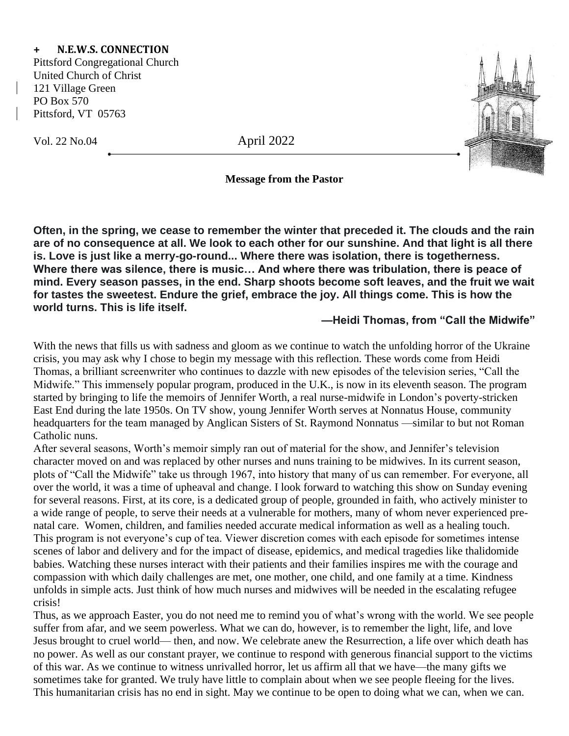**+ N.E.W.S. CONNECTION**
Pittsford Congregational Church
United Church of Christ
121 Village Green
PO Box 570
Pittsford, VT 05763

Vol. 22 No.04 April 2022

## Message from the Pastor

**Often, in the spring, we cease to remember the winter that preceded it. The clouds and the rain are of no consequence at all. We look to each other for our sunshine. And that light is all there is. Love is just like a merry-go-round... Where there was isolation, there is togetherness. Where there was silence, there is music… And where there was tribulation, there is peace of mind. Every season passes, in the end. Sharp shoots become soft leaves, and the fruit we wait for tastes the sweetest. Endure the grief, embrace the joy. All things come. This is how the world turns. This is life itself.**

**—Heidi Thomas, from "Call the Midwife"**

With the news that fills us with sadness and gloom as we continue to watch the unfolding horror of the Ukraine crisis, you may ask why I chose to begin my message with this reflection. These words come from Heidi Thomas, a brilliant screenwriter who continues to dazzle with new episodes of the television series, "Call the Midwife." This immensely popular program, produced in the U.K., is now in its eleventh season. The program started by bringing to life the memoirs of Jennifer Worth, a real nurse-midwife in London's poverty-stricken East End during the late 1950s. On TV show, young Jennifer Worth serves at Nonnatus House, community headquarters for the team managed by Anglican Sisters of St. Raymond Nonnatus —similar to but not Roman Catholic nuns.

After several seasons, Worth's memoir simply ran out of material for the show, and Jennifer's television character moved on and was replaced by other nurses and nuns training to be midwives. In its current season, plots of "Call the Midwife" take us through 1967, into history that many of us can remember. For everyone, all over the world, it was a time of upheaval and change. I look forward to watching this show on Sunday evening for several reasons. First, at its core, is a dedicated group of people, grounded in faith, who actively minister to a wide range of people, to serve their needs at a vulnerable for mothers, many of whom never experienced pre-natal care. Women, children, and families needed accurate medical information as well as a healing touch. This program is not everyone's cup of tea. Viewer discretion comes with each episode for sometimes intense scenes of labor and delivery and for the impact of disease, epidemics, and medical tragedies like thalidomide babies. Watching these nurses interact with their patients and their families inspires me with the courage and compassion with which daily challenges are met, one mother, one child, and one family at a time. Kindness unfolds in simple acts. Just think of how much nurses and midwives will be needed in the escalating refugee crisis!

Thus, as we approach Easter, you do not need me to remind you of what's wrong with the world. We see people suffer from afar, and we seem powerless. What we can do, however, is to remember the light, life, and love Jesus brought to cruel world— then, and now. We celebrate anew the Resurrection, a life over which death has no power. As well as our constant prayer, we continue to respond with generous financial support to the victims of this war. As we continue to witness unrivalled horror, let us affirm all that we have—the many gifts we sometimes take for granted. We truly have little to complain about when we see people fleeing for the lives. This humanitarian crisis has no end in sight. May we continue to be open to doing what we can, when we can.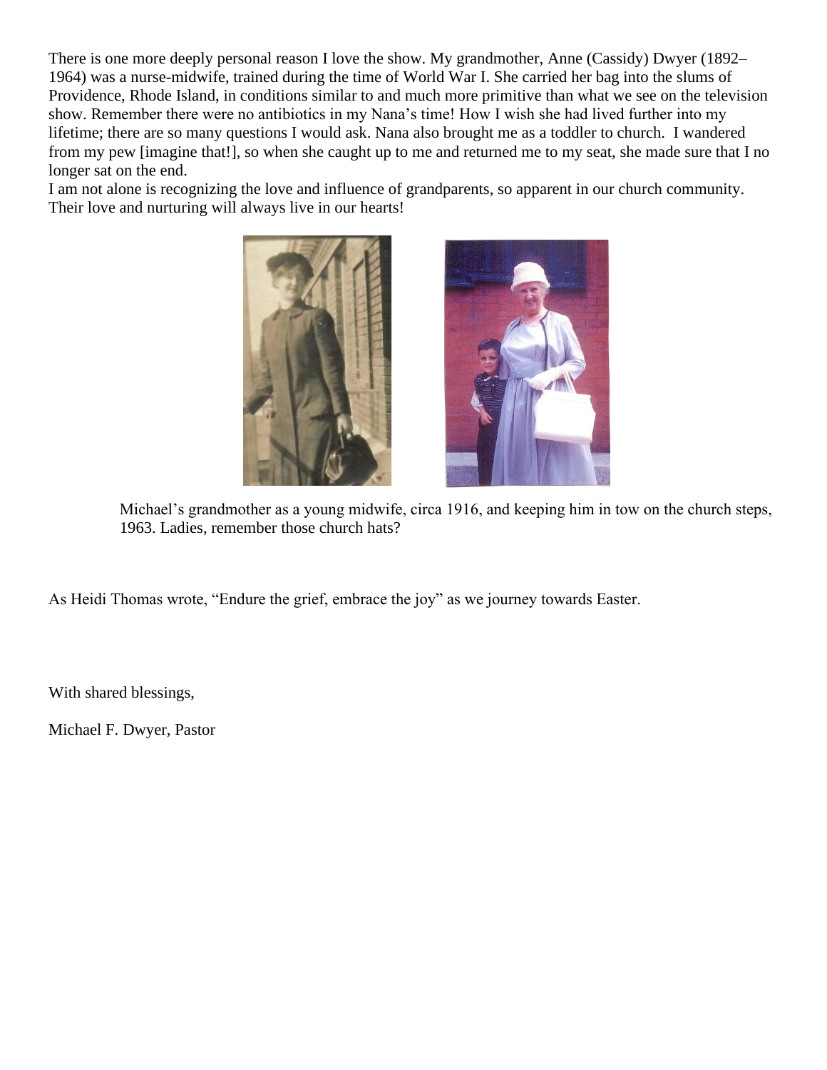There is one more deeply personal reason I love the show. My grandmother, Anne (Cassidy) Dwyer (1892–1964) was a nurse-midwife, trained during the time of World War I. She carried her bag into the slums of Providence, Rhode Island, in conditions similar to and much more primitive than what we see on the television show. Remember there were no antibiotics in my Nana's time! How I wish she had lived further into my lifetime; there are so many questions I would ask. Nana also brought me as a toddler to church. I wandered from my pew [imagine that!], so when she caught up to me and returned me to my seat, she made sure that I no longer sat on the end.

I am not alone is recognizing the love and influence of grandparents, so apparent in our church community. Their love and nurturing will always live in our hearts!

Michael's grandmother as a young midwife, circa 1916, and keeping him in tow on the church steps, 1963. Ladies, remember those church hats?

As Heidi Thomas wrote, "Endure the grief, embrace the joy" as we journey towards Easter.

With shared blessings,

Michael F. Dwyer, Pastor